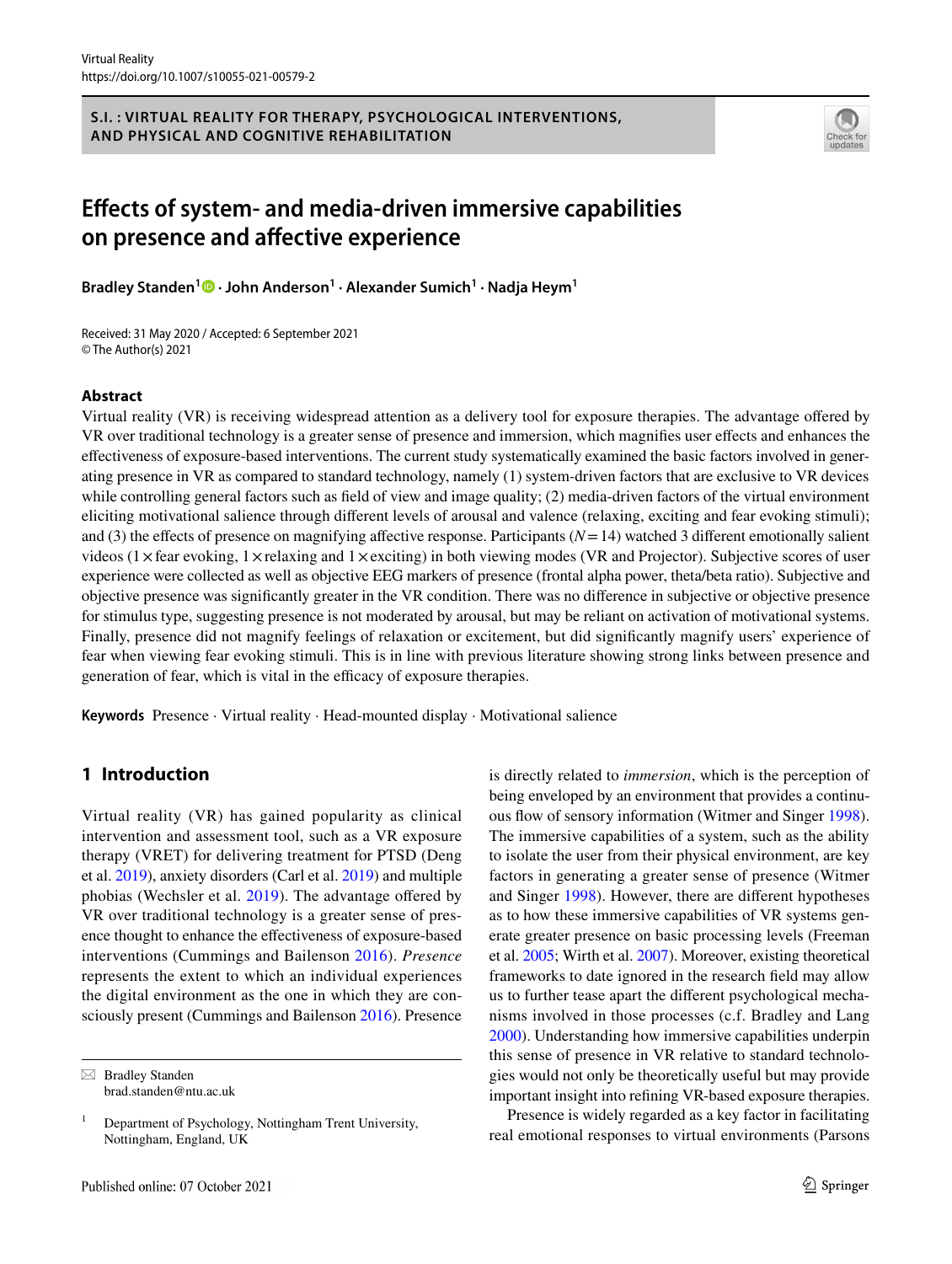S.I. : VIRTUAL REALITY FOR THERAPY, PSYCHOLOGICAL INTERVENTIONS, AND PHYSICAL AND COGNITIVE REHABILITATION

# Effects of system- and media-driven immersive capabilities on presence and affective experience

**Bradley Standen[1] · John Anderson[1] · Alexander Sumich[1] · Nadja Heym[1]**

Received: 31 May 2020 / Accepted: 6 September 2021
© The Author(s) 2021

## Abstract

Virtual reality (VR) is receiving widespread attention as a delivery tool for exposure therapies. The advantage offered by VR over traditional technology is a greater sense of presence and immersion, which magnifies user effects and enhances the effectiveness of exposure-based interventions. The current study systematically examined the basic factors involved in generating presence in VR as compared to standard technology, namely (1) system-driven factors that are exclusive to VR devices while controlling general factors such as field of view and image quality; (2) media-driven factors of the virtual environment eliciting motivational salience through different levels of arousal and valence (relaxing, exciting and fear evoking stimuli); and (3) the effects of presence on magnifying affective response. Participants ($N = 14$) watched 3 different emotionally salient videos ($1 \times$ fear evoking, $1 \times$ relaxing and $1 \times$ exciting) in both viewing modes (VR and Projector). Subjective scores of user experience were collected as well as objective EEG markers of presence (frontal alpha power, theta/beta ratio). Subjective and objective presence was significantly greater in the VR condition. There was no difference in subjective or objective presence for stimulus type, suggesting presence is not moderated by arousal, but may be reliant on activation of motivational systems. Finally, presence did not magnify feelings of relaxation or excitement, but did significantly magnify users' experience of fear when viewing fear evoking stimuli. This is in line with previous literature showing strong links between presence and generation of fear, which is vital in the efficacy of exposure therapies.

**Keywords** Presence · Virtual reality · Head-mounted display · Motivational salience

## 1 Introduction

Virtual reality (VR) has gained popularity as clinical intervention and assessment tool, such as a VR exposure therapy (VRET) for delivering treatment for PTSD (Deng et al. 2019), anxiety disorders (Carl et al. 2019) and multiple phobias (Wechsler et al. 2019). The advantage offered by VR over traditional technology is a greater sense of presence thought to enhance the effectiveness of exposure-based interventions (Cummings and Bailenson 2016). *Presence* represents the extent to which an individual experiences the digital environment as the one in which they are consciously present (Cummings and Bailenson 2016). Presence is directly related to *immersion*, which is the perception of being enveloped by an environment that provides a continuous flow of sensory information (Witmer and Singer 1998). The immersive capabilities of a system, such as the ability to isolate the user from their physical environment, are key factors in generating a greater sense of presence (Witmer and Singer 1998). However, there are different hypotheses as to how these immersive capabilities of VR systems generate greater presence on basic processing levels (Freeman et al. 2005; Wirth et al. 2007). Moreover, existing theoretical frameworks to date ignored in the research field may allow us to further tease apart the different psychological mechanisms involved in those processes (c.f. Bradley and Lang 2000). Understanding how immersive capabilities underpin this sense of presence in VR relative to standard technologies would not only be theoretically useful but may provide important insight into refining VR-based exposure therapies.

Presence is widely regarded as a key factor in facilitating real emotional responses to virtual environments (Parsons

✉ Bradley Standen
brad.standen@ntu.ac.uk

[1] Department of Psychology, Nottingham Trent University, Nottingham, England, UK

Published online: 07 October 2021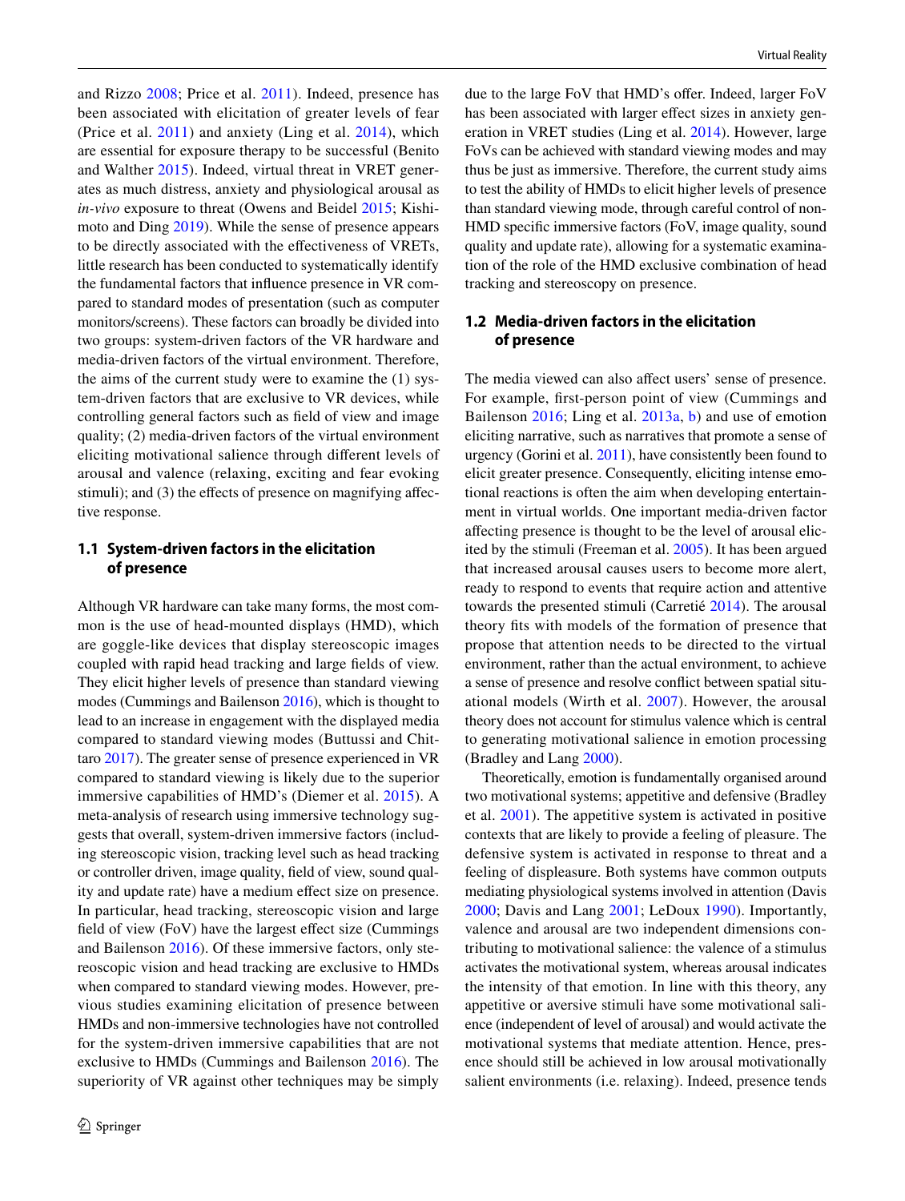and Rizzo 2008; Price et al. 2011). Indeed, presence has been associated with elicitation of greater levels of fear (Price et al. 2011) and anxiety (Ling et al. 2014), which are essential for exposure therapy to be successful (Benito and Walther 2015). Indeed, virtual threat in VRET generates as much distress, anxiety and physiological arousal as *in-vivo* exposure to threat (Owens and Beidel 2015; Kishimoto and Ding 2019). While the sense of presence appears to be directly associated with the effectiveness of VRETs, little research has been conducted to systematically identify the fundamental factors that influence presence in VR compared to standard modes of presentation (such as computer monitors/screens). These factors can broadly be divided into two groups: system-driven factors of the VR hardware and media-driven factors of the virtual environment. Therefore, the aims of the current study were to examine the (1) system-driven factors that are exclusive to VR devices, while controlling general factors such as field of view and image quality; (2) media-driven factors of the virtual environment eliciting motivational salience through different levels of arousal and valence (relaxing, exciting and fear evoking stimuli); and (3) the effects of presence on magnifying affective response.

### 1.1 System-driven factors in the elicitation of presence

Although VR hardware can take many forms, the most common is the use of head-mounted displays (HMD), which are goggle-like devices that display stereoscopic images coupled with rapid head tracking and large fields of view. They elicit higher levels of presence than standard viewing modes (Cummings and Bailenson 2016), which is thought to lead to an increase in engagement with the displayed media compared to standard viewing modes (Buttussi and Chittaro 2017). The greater sense of presence experienced in VR compared to standard viewing is likely due to the superior immersive capabilities of HMD's (Diemer et al. 2015). A meta-analysis of research using immersive technology suggests that overall, system-driven immersive factors (including stereoscopic vision, tracking level such as head tracking or controller driven, image quality, field of view, sound quality and update rate) have a medium effect size on presence. In particular, head tracking, stereoscopic vision and large field of view (FoV) have the largest effect size (Cummings and Bailenson 2016). Of these immersive factors, only stereoscopic vision and head tracking are exclusive to HMDs when compared to standard viewing modes. However, previous studies examining elicitation of presence between HMDs and non-immersive technologies have not controlled for the system-driven immersive capabilities that are not exclusive to HMDs (Cummings and Bailenson 2016). The superiority of VR against other techniques may be simply due to the large FoV that HMD's offer. Indeed, larger FoV has been associated with larger effect sizes in anxiety generation in VRET studies (Ling et al. 2014). However, large FoVs can be achieved with standard viewing modes and may thus be just as immersive. Therefore, the current study aims to test the ability of HMDs to elicit higher levels of presence than standard viewing mode, through careful control of non-HMD specific immersive factors (FoV, image quality, sound quality and update rate), allowing for a systematic examination of the role of the HMD exclusive combination of head tracking and stereoscopy on presence.

### 1.2 Media-driven factors in the elicitation of presence

The media viewed can also affect users' sense of presence. For example, first-person point of view (Cummings and Bailenson 2016; Ling et al. 2013a, b) and use of emotion eliciting narrative, such as narratives that promote a sense of urgency (Gorini et al. 2011), have consistently been found to elicit greater presence. Consequently, eliciting intense emotional reactions is often the aim when developing entertainment in virtual worlds. One important media-driven factor affecting presence is thought to be the level of arousal elicited by the stimuli (Freeman et al. 2005). It has been argued that increased arousal causes users to become more alert, ready to respond to events that require action and attentive towards the presented stimuli (Carretié 2014). The arousal theory fits with models of the formation of presence that propose that attention needs to be directed to the virtual environment, rather than the actual environment, to achieve a sense of presence and resolve conflict between spatial situational models (Wirth et al. 2007). However, the arousal theory does not account for stimulus valence which is central to generating motivational salience in emotion processing (Bradley and Lang 2000).

Theoretically, emotion is fundamentally organised around two motivational systems; appetitive and defensive (Bradley et al. 2001). The appetitive system is activated in positive contexts that are likely to provide a feeling of pleasure. The defensive system is activated in response to threat and a feeling of displeasure. Both systems have common outputs mediating physiological systems involved in attention (Davis 2000; Davis and Lang 2001; LeDoux 1990). Importantly, valence and arousal are two independent dimensions contributing to motivational salience: the valence of a stimulus activates the motivational system, whereas arousal indicates the intensity of that emotion. In line with this theory, any appetitive or aversive stimuli have some motivational salience (independent of level of arousal) and would activate the motivational systems that mediate attention. Hence, presence should still be achieved in low arousal motivationally salient environments (i.e. relaxing). Indeed, presence tends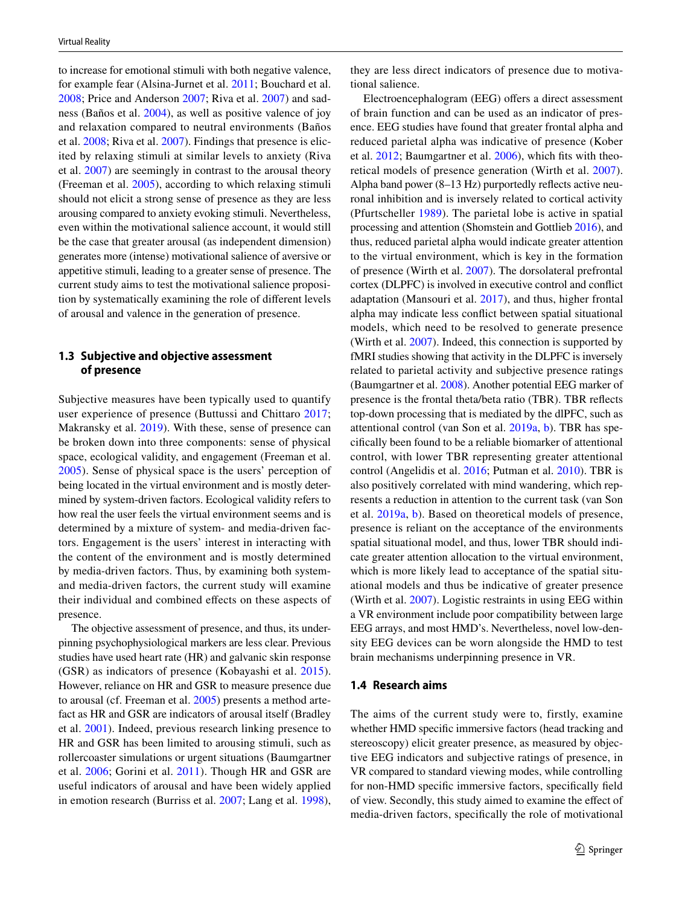to increase for emotional stimuli with both negative valence, for example fear (Alsina-Jurnet et al. 2011; Bouchard et al. 2008; Price and Anderson 2007; Riva et al. 2007) and sadness (Baños et al. 2004), as well as positive valence of joy and relaxation compared to neutral environments (Baños et al. 2008; Riva et al. 2007). Findings that presence is elicited by relaxing stimuli at similar levels to anxiety (Riva et al. 2007) are seemingly in contrast to the arousal theory (Freeman et al. 2005), according to which relaxing stimuli should not elicit a strong sense of presence as they are less arousing compared to anxiety evoking stimuli. Nevertheless, even within the motivational salience account, it would still be the case that greater arousal (as independent dimension) generates more (intense) motivational salience of aversive or appetitive stimuli, leading to a greater sense of presence. The current study aims to test the motivational salience proposition by systematically examining the role of different levels of arousal and valence in the generation of presence.

### 1.3 Subjective and objective assessment of presence

Subjective measures have been typically used to quantify user experience of presence (Buttussi and Chittaro 2017; Makransky et al. 2019). With these, sense of presence can be broken down into three components: sense of physical space, ecological validity, and engagement (Freeman et al. 2005). Sense of physical space is the users' perception of being located in the virtual environment and is mostly determined by system-driven factors. Ecological validity refers to how real the user feels the virtual environment seems and is determined by a mixture of system- and media-driven factors. Engagement is the users' interest in interacting with the content of the environment and is mostly determined by media-driven factors. Thus, by examining both system- and media-driven factors, the current study will examine their individual and combined effects on these aspects of presence.

The objective assessment of presence, and thus, its underpinning psychophysiological markers are less clear. Previous studies have used heart rate (HR) and galvanic skin response (GSR) as indicators of presence (Kobayashi et al. 2015). However, reliance on HR and GSR to measure presence due to arousal (cf. Freeman et al. 2005) presents a method artefact as HR and GSR are indicators of arousal itself (Bradley et al. 2001). Indeed, previous research linking presence to HR and GSR has been limited to arousing stimuli, such as rollercoaster simulations or urgent situations (Baumgartner et al. 2006; Gorini et al. 2011). Though HR and GSR are useful indicators of arousal and have been widely applied in emotion research (Burriss et al. 2007; Lang et al. 1998), they are less direct indicators of presence due to motivational salience.

Electroencephalogram (EEG) offers a direct assessment of brain function and can be used as an indicator of presence. EEG studies have found that greater frontal alpha and reduced parietal alpha was indicative of presence (Kober et al. 2012; Baumgartner et al. 2006), which fits with theoretical models of presence generation (Wirth et al. 2007). Alpha band power (8–13 Hz) purportedly reflects active neuronal inhibition and is inversely related to cortical activity (Pfurtscheller 1989). The parietal lobe is active in spatial processing and attention (Shomstein and Gottlieb 2016), and thus, reduced parietal alpha would indicate greater attention to the virtual environment, which is key in the formation of presence (Wirth et al. 2007). The dorsolateral prefrontal cortex (DLPFC) is involved in executive control and conflict adaptation (Mansouri et al. 2017), and thus, higher frontal alpha may indicate less conflict between spatial situational models, which need to be resolved to generate presence (Wirth et al. 2007). Indeed, this connection is supported by fMRI studies showing that activity in the DLPFC is inversely related to parietal activity and subjective presence ratings (Baumgartner et al. 2008). Another potential EEG marker of presence is the frontal theta/beta ratio (TBR). TBR reflects top-down processing that is mediated by the dlPFC, such as attentional control (van Son et al. 2019a, b). TBR has specifically been found to be a reliable biomarker of attentional control, with lower TBR representing greater attentional control (Angelidis et al. 2016; Putman et al. 2010). TBR is also positively correlated with mind wandering, which represents a reduction in attention to the current task (van Son et al. 2019a, b). Based on theoretical models of presence, presence is reliant on the acceptance of the environments spatial situational model, and thus, lower TBR should indicate greater attention allocation to the virtual environment, which is more likely lead to acceptance of the spatial situational models and thus be indicative of greater presence (Wirth et al. 2007). Logistic restraints in using EEG within a VR environment include poor compatibility between large EEG arrays, and most HMD's. Nevertheless, novel low-density EEG devices can be worn alongside the HMD to test brain mechanisms underpinning presence in VR.

### 1.4 Research aims

The aims of the current study were to, firstly, examine whether HMD specific immersive factors (head tracking and stereoscopy) elicit greater presence, as measured by objective EEG indicators and subjective ratings of presence, in VR compared to standard viewing modes, while controlling for non-HMD specific immersive factors, specifically field of view. Secondly, this study aimed to examine the effect of media-driven factors, specifically the role of motivational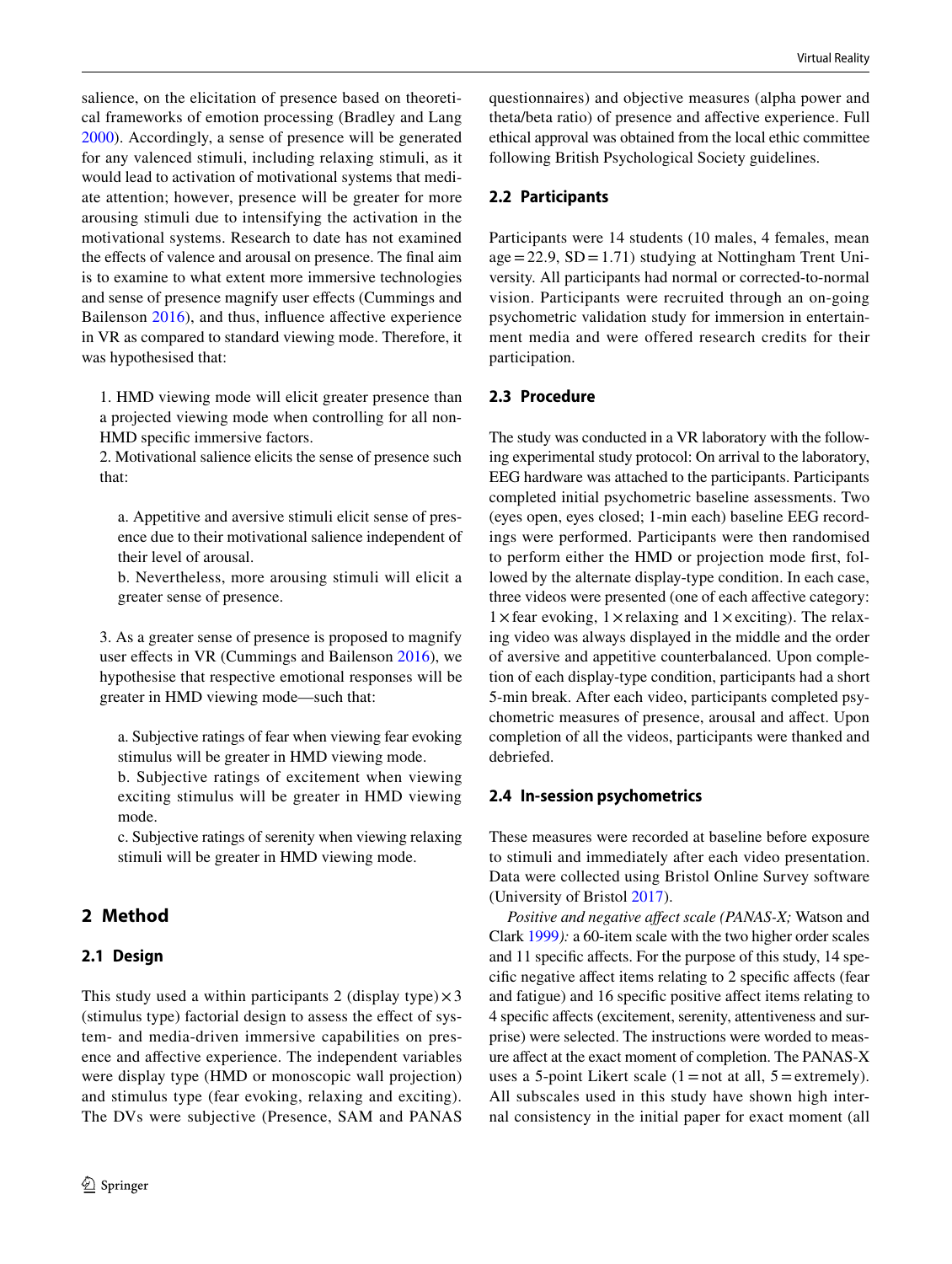salience, on the elicitation of presence based on theoretical frameworks of emotion processing (Bradley and Lang 2000). Accordingly, a sense of presence will be generated for any valenced stimuli, including relaxing stimuli, as it would lead to activation of motivational systems that mediate attention; however, presence will be greater for more arousing stimuli due to intensifying the activation in the motivational systems. Research to date has not examined the effects of valence and arousal on presence. The final aim is to examine to what extent more immersive technologies and sense of presence magnify user effects (Cummings and Bailenson 2016), and thus, influence affective experience in VR as compared to standard viewing mode. Therefore, it was hypothesised that:

1. HMD viewing mode will elicit greater presence than a projected viewing mode when controlling for all non-HMD specific immersive factors.
2. Motivational salience elicits the sense of presence such that:

   a. Appetitive and aversive stimuli elicit sense of presence due to their motivational salience independent of their level of arousal.
   b. Nevertheless, more arousing stimuli will elicit a greater sense of presence.

3. As a greater sense of presence is proposed to magnify user effects in VR (Cummings and Bailenson 2016), we hypothesise that respective emotional responses will be greater in HMD viewing mode—such that:

   a. Subjective ratings of fear when viewing fear evoking stimulus will be greater in HMD viewing mode.
   b. Subjective ratings of excitement when viewing exciting stimulus will be greater in HMD viewing mode.
   c. Subjective ratings of serenity when viewing relaxing stimuli will be greater in HMD viewing mode.

## 2 Method

### 2.1 Design

This study used a within participants 2 (display type) × 3 (stimulus type) factorial design to assess the effect of system- and media-driven immersive capabilities on presence and affective experience. The independent variables were display type (HMD or monoscopic wall projection) and stimulus type (fear evoking, relaxing and exciting). The DVs were subjective (Presence, SAM and PANAS questionnaires) and objective measures (alpha power and theta/beta ratio) of presence and affective experience. Full ethical approval was obtained from the local ethic committee following British Psychological Society guidelines.

### 2.2 Participants

Participants were 14 students (10 males, 4 females, mean age = 22.9, SD = 1.71) studying at Nottingham Trent University. All participants had normal or corrected-to-normal vision. Participants were recruited through an on-going psychometric validation study for immersion in entertainment media and were offered research credits for their participation.

### 2.3 Procedure

The study was conducted in a VR laboratory with the following experimental study protocol: On arrival to the laboratory, EEG hardware was attached to the participants. Participants completed initial psychometric baseline assessments. Two (eyes open, eyes closed; 1-min each) baseline EEG recordings were performed. Participants were then randomised to perform either the HMD or projection mode first, followed by the alternate display-type condition. In each case, three videos were presented (one of each affective category: 1 × fear evoking, 1 × relaxing and 1 × exciting). The relaxing video was always displayed in the middle and the order of aversive and appetitive counterbalanced. Upon completion of each display-type condition, participants had a short 5-min break. After each video, participants completed psychometric measures of presence, arousal and affect. Upon completion of all the videos, participants were thanked and debriefed.

### 2.4 In-session psychometrics

These measures were recorded at baseline before exposure to stimuli and immediately after each video presentation. Data were collected using Bristol Online Survey software (University of Bristol 2017).

*Positive and negative affect scale (PANAS-X;* Watson and Clark 1999*):* a 60-item scale with the two higher order scales and 11 specific affects. For the purpose of this study, 14 specific negative affect items relating to 2 specific affects (fear and fatigue) and 16 specific positive affect items relating to 4 specific affects (excitement, serenity, attentiveness and surprise) were selected. The instructions were worded to measure affect at the exact moment of completion. The PANAS-X uses a 5-point Likert scale (1 = not at all, 5 = extremely). All subscales used in this study have shown high internal consistency in the initial paper for exact moment (all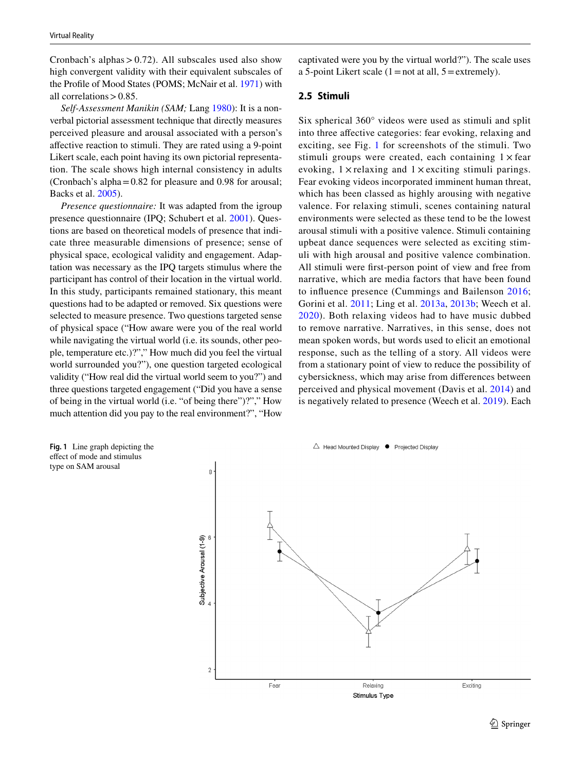Cronbach's alphas > 0.72). All subscales used also show high convergent validity with their equivalent subscales of the Profile of Mood States (POMS; McNair et al. 1971) with all correlations > 0.85.

*Self-Assessment Manikin (SAM;* Lang 1980): It is a non-verbal pictorial assessment technique that directly measures perceived pleasure and arousal associated with a person's affective reaction to stimuli. They are rated using a 9-point Likert scale, each point having its own pictorial representation. The scale shows high internal consistency in adults (Cronbach's alpha = 0.82 for pleasure and 0.98 for arousal; Backs et al. 2005).

*Presence questionnaire:* It was adapted from the igroup presence questionnaire (IPQ; Schubert et al. 2001). Questions are based on theoretical models of presence that indicate three measurable dimensions of presence; sense of physical space, ecological validity and engagement. Adaptation was necessary as the IPQ targets stimulus where the participant has control of their location in the virtual world. In this study, participants remained stationary, this meant questions had to be adapted or removed. Six questions were selected to measure presence. Two questions targeted sense of physical space ("How aware were you of the real world while navigating the virtual world (i.e. its sounds, other people, temperature etc.)?"," How much did you feel the virtual world surrounded you?"), one question targeted ecological validity ("How real did the virtual world seem to you?") and three questions targeted engagement ("Did you have a sense of being in the virtual world (i.e. "of being there")?"," How much attention did you pay to the real environment?", "How captivated were you by the virtual world?"). The scale uses a 5-point Likert scale (1 = not at all, 5 = extremely).

## 2.5 Stimuli

Six spherical 360° videos were used as stimuli and split into three affective categories: fear evoking, relaxing and exciting, see Fig. 1 for screenshots of the stimuli. Two stimuli groups were created, each containing 1 × fear evoking, 1 × relaxing and 1 × exciting stimuli parings. Fear evoking videos incorporated imminent human threat, which has been classed as highly arousing with negative valence. For relaxing stimuli, scenes containing natural environments were selected as these tend to be the lowest arousal stimuli with a positive valence. Stimuli containing upbeat dance sequences were selected as exciting stimuli with high arousal and positive valence combination. All stimuli were first-person point of view and free from narrative, which are media factors that have been found to influence presence (Cummings and Bailenson 2016; Gorini et al. 2011; Ling et al. 2013a, 2013b; Weech et al. 2020). Both relaxing videos had to have music dubbed to remove narrative. Narratives, in this sense, does not mean spoken words, but words used to elicit an emotional response, such as the telling of a story. All videos were from a stationary point of view to reduce the possibility of cybersickness, which may arise from differences between perceived and physical movement (Davis et al. 2014) and is negatively related to presence (Weech et al. 2019). Each

**Fig. 1** Line graph depicting the effect of mode and stimulus type on SAM arousal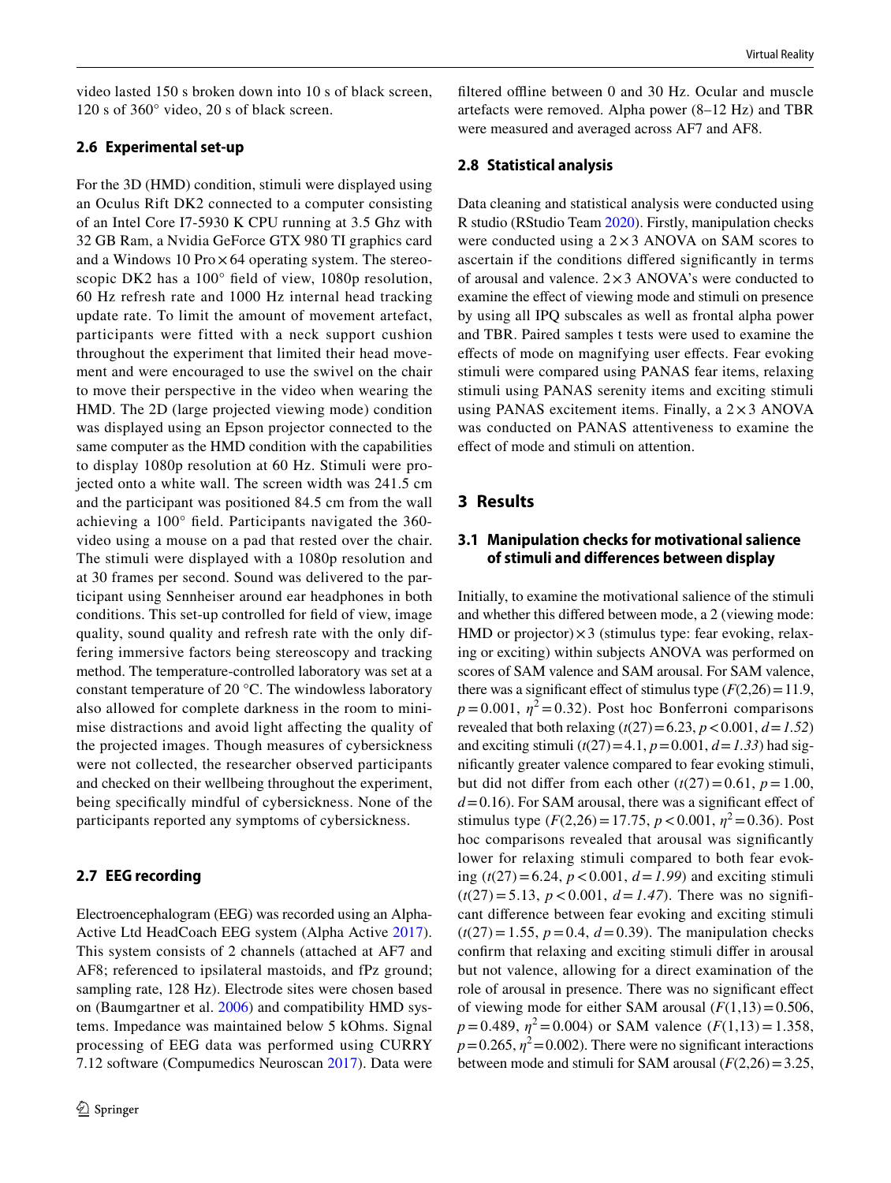video lasted 150 s broken down into 10 s of black screen, 120 s of 360° video, 20 s of black screen.

### 2.6 Experimental set-up

For the 3D (HMD) condition, stimuli were displayed using an Oculus Rift DK2 connected to a computer consisting of an Intel Core I7-5930 K CPU running at 3.5 Ghz with 32 GB Ram, a Nvidia GeForce GTX 980 TI graphics card and a Windows 10 Pro × 64 operating system. The stereoscopic DK2 has a 100° field of view, 1080p resolution, 60 Hz refresh rate and 1000 Hz internal head tracking update rate. To limit the amount of movement artefact, participants were fitted with a neck support cushion throughout the experiment that limited their head movement and were encouraged to use the swivel on the chair to move their perspective in the video when wearing the HMD. The 2D (large projected viewing mode) condition was displayed using an Epson projector connected to the same computer as the HMD condition with the capabilities to display 1080p resolution at 60 Hz. Stimuli were projected onto a white wall. The screen width was 241.5 cm and the participant was positioned 84.5 cm from the wall achieving a 100° field. Participants navigated the 360-video using a mouse on a pad that rested over the chair. The stimuli were displayed with a 1080p resolution and at 30 frames per second. Sound was delivered to the participant using Sennheiser around ear headphones in both conditions. This set-up controlled for field of view, image quality, sound quality and refresh rate with the only differing immersive factors being stereoscopy and tracking method. The temperature-controlled laboratory was set at a constant temperature of 20 °C. The windowless laboratory also allowed for complete darkness in the room to minimise distractions and avoid light affecting the quality of the projected images. Though measures of cybersickness were not collected, the researcher observed participants and checked on their wellbeing throughout the experiment, being specifically mindful of cybersickness. None of the participants reported any symptoms of cybersickness.

### 2.7 EEG recording

Electroencephalogram (EEG) was recorded using an Alpha-Active Ltd HeadCoach EEG system (Alpha Active 2017). This system consists of 2 channels (attached at AF7 and AF8; referenced to ipsilateral mastoids, and fPz ground; sampling rate, 128 Hz). Electrode sites were chosen based on (Baumgartner et al. 2006) and compatibility HMD systems. Impedance was maintained below 5 kOhms. Signal processing of EEG data was performed using CURRY 7.12 software (Compumedics Neuroscan 2017). Data were filtered offline between 0 and 30 Hz. Ocular and muscle artefacts were removed. Alpha power (8–12 Hz) and TBR were measured and averaged across AF7 and AF8.

### 2.8 Statistical analysis

Data cleaning and statistical analysis were conducted using R studio (RStudio Team 2020). Firstly, manipulation checks were conducted using a 2 × 3 ANOVA on SAM scores to ascertain if the conditions differed significantly in terms of arousal and valence. 2 × 3 ANOVA's were conducted to examine the effect of viewing mode and stimuli on presence by using all IPQ subscales as well as frontal alpha power and TBR. Paired samples t tests were used to examine the effects of mode on magnifying user effects. Fear evoking stimuli were compared using PANAS fear items, relaxing stimuli using PANAS serenity items and exciting stimuli using PANAS excitement items. Finally, a 2 × 3 ANOVA was conducted on PANAS attentiveness to examine the effect of mode and stimuli on attention.

## 3 Results

### 3.1 Manipulation checks for motivational salience of stimuli and differences between display

Initially, to examine the motivational salience of the stimuli and whether this differed between mode, a 2 (viewing mode: HMD or projector) × 3 (stimulus type: fear evoking, relaxing or exciting) within subjects ANOVA was performed on scores of SAM valence and SAM arousal. For SAM valence, there was a significant effect of stimulus type ($F(2,26) = 11.9$, $p = 0.001$, $\eta^2 = 0.32$). Post hoc Bonferroni comparisons revealed that both relaxing ($t(27) = 6.23$, $p < 0.001$, $d = 1.52$) and exciting stimuli ($t(27) = 4.1$, $p = 0.001$, $d = 1.33$) had significantly greater valence compared to fear evoking stimuli, but did not differ from each other ($t(27) = 0.61$, $p = 1.00$, $d = 0.16$). For SAM arousal, there was a significant effect of stimulus type ($F(2,26) = 17.75$, $p < 0.001$, $\eta^2 = 0.36$). Post hoc comparisons revealed that arousal was significantly lower for relaxing stimuli compared to both fear evoking ($t(27) = 6.24$, $p < 0.001$, $d = 1.99$) and exciting stimuli ($t(27) = 5.13$, $p < 0.001$, $d = 1.47$). There was no significant difference between fear evoking and exciting stimuli ($t(27) = 1.55$, $p = 0.4$, $d = 0.39$). The manipulation checks confirm that relaxing and exciting stimuli differ in arousal but not valence, allowing for a direct examination of the role of arousal in presence. There was no significant effect of viewing mode for either SAM arousal ($F(1,13) = 0.506$, $p = 0.489$, $\eta^2 = 0.004$) or SAM valence ($F(1,13) = 1.358$, $p = 0.265$, $\eta^2 = 0.002$). There were no significant interactions between mode and stimuli for SAM arousal ($F(2,26) = 3.25$,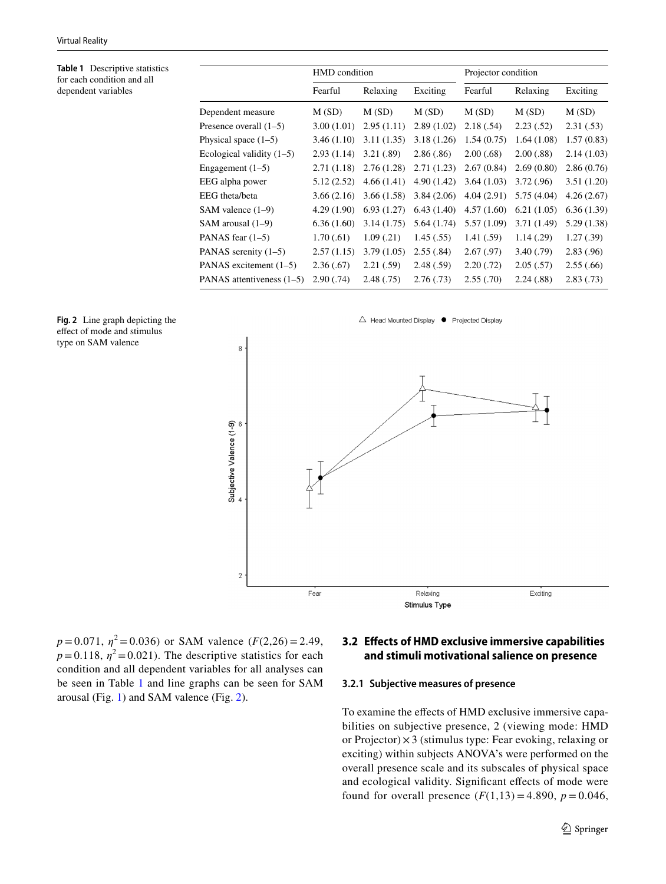**Table 1** Descriptive statistics for each condition and all dependent variables

| | HMD condition | | | Projector condition | | |
|---|---|---|---|---|---|---|
| | Fearful | Relaxing | Exciting | Fearful | Relaxing | Exciting |
| Dependent measure | M (SD) | M (SD) | M (SD) | M (SD) | M (SD) | M (SD) |
| Presence overall (1–5) | 3.00 (1.01) | 2.95 (1.11) | 2.89 (1.02) | 2.18 (.54) | 2.23 (.52) | 2.31 (.53) |
| Physical space (1–5) | 3.46 (1.10) | 3.11 (1.35) | 3.18 (1.26) | 1.54 (0.75) | 1.64 (1.08) | 1.57 (0.83) |
| Ecological validity (1–5) | 2.93 (1.14) | 3.21 (.89) | 2.86 (.86) | 2.00 (.68) | 2.00 (.88) | 2.14 (1.03) |
| Engagement (1–5) | 2.71 (1.18) | 2.76 (1.28) | 2.71 (1.23) | 2.67 (0.84) | 2.69 (0.80) | 2.86 (0.76) |
| EEG alpha power | 5.12 (2.52) | 4.66 (1.41) | 4.90 (1.42) | 3.64 (1.03) | 3.72 (.96) | 3.51 (1.20) |
| EEG theta/beta | 3.66 (2.16) | 3.66 (1.58) | 3.84 (2.06) | 4.04 (2.91) | 5.75 (4.04) | 4.26 (2.67) |
| SAM valence (1–9) | 4.29 (1.90) | 6.93 (1.27) | 6.43 (1.40) | 4.57 (1.60) | 6.21 (1.05) | 6.36 (1.39) |
| SAM arousal (1–9) | 6.36 (1.60) | 3.14 (1.75) | 5.64 (1.74) | 5.57 (1.09) | 3.71 (1.49) | 5.29 (1.38) |
| PANAS fear (1–5) | 1.70 (.61) | 1.09 (.21) | 1.45 (.55) | 1.41 (.59) | 1.14 (.29) | 1.27 (.39) |
| PANAS serenity (1–5) | 2.57 (1.15) | 3.79 (1.05) | 2.55 (.84) | 2.67 (.97) | 3.40 (.79) | 2.83 (.96) |
| PANAS excitement (1–5) | 2.36 (.67) | 2.21 (.59) | 2.48 (.59) | 2.20 (.72) | 2.05 (.57) | 2.55 (.66) |
| PANAS attentiveness (1–5) | 2.90 (.74) | 2.48 (.75) | 2.76 (.73) | 2.55 (.70) | 2.24 (.88) | 2.83 (.73) |

**Fig. 2** Line graph depicting the effect of mode and stimulus type on SAM valence

$p=0.071$, $\eta^2=0.036$) or SAM valence ($F(2,26)=2.49$, $p=0.118$, $\eta^2=0.021$). The descriptive statistics for each condition and all dependent variables for all analyses can be seen in Table 1 and line graphs can be seen for SAM arousal (Fig. 1) and SAM valence (Fig. 2).

### 3.2 Effects of HMD exclusive immersive capabilities and stimuli motivational salience on presence

#### 3.2.1 Subjective measures of presence

To examine the effects of HMD exclusive immersive capabilities on subjective presence, 2 (viewing mode: HMD or Projector) × 3 (stimulus type: Fear evoking, relaxing or exciting) within subjects ANOVA's were performed on the overall presence scale and its subscales of physical space and ecological validity. Significant effects of mode were found for overall presence ($F(1,13)=4.890$, $p=0.046$,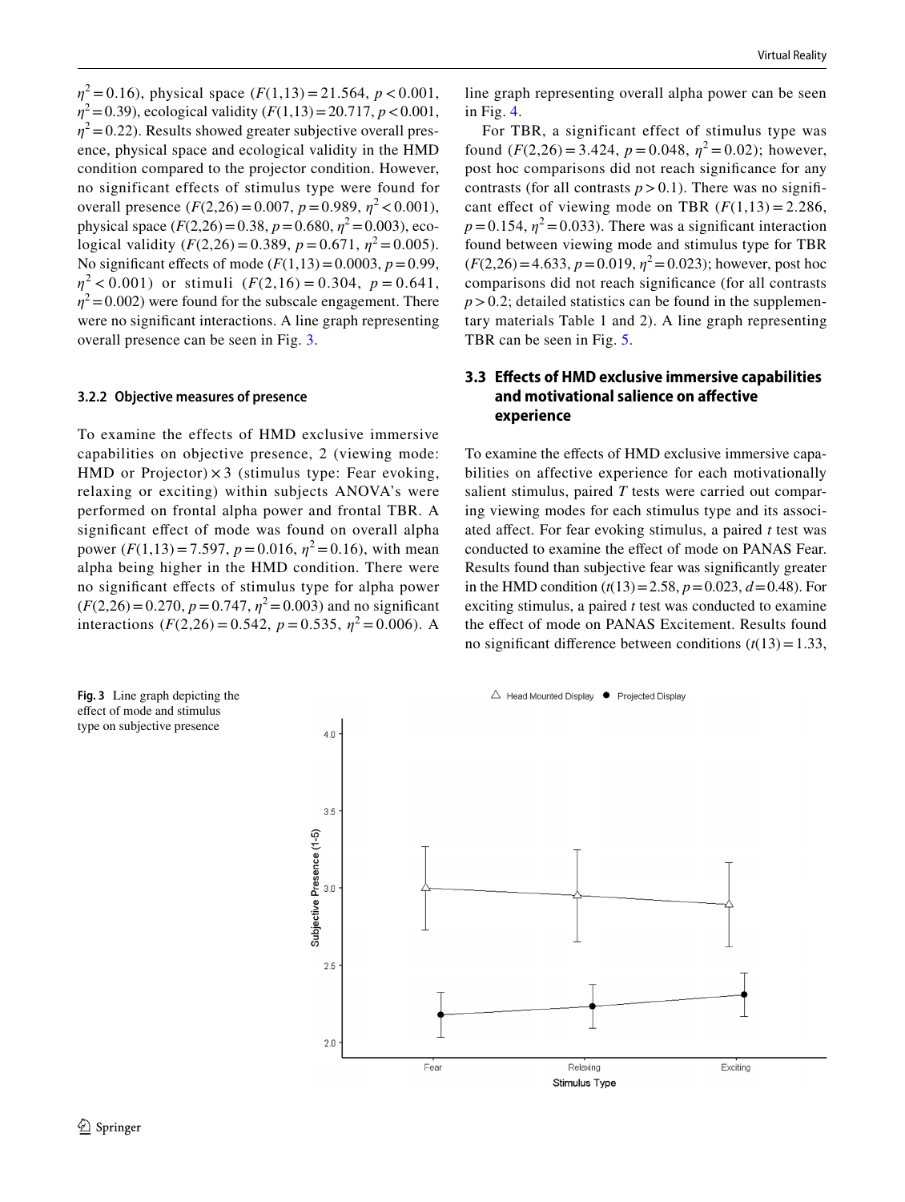$\eta^2 = 0.16$), physical space ($F(1,13) = 21.564$, $p < 0.001$, $\eta^2 = 0.39$), ecological validity ($F(1,13) = 20.717$, $p < 0.001$, $\eta^2 = 0.22$). Results showed greater subjective overall presence, physical space and ecological validity in the HMD condition compared to the projector condition. However, no significant effects of stimulus type were found for overall presence ($F(2,26) = 0.007$, $p = 0.989$, $\eta^2 < 0.001$), physical space ($F(2,26) = 0.38$, $p = 0.680$, $\eta^2 = 0.003$), ecological validity ($F(2,26) = 0.389$, $p = 0.671$, $\eta^2 = 0.005$). No significant effects of mode ($F(1,13) = 0.0003$, $p = 0.99$, $\eta^2 < 0.001$) or stimuli ($F(2,16) = 0.304$, $p = 0.641$, $\eta^2 = 0.002$) were found for the subscale engagement. There were no significant interactions. A line graph representing overall presence can be seen in Fig. 3.

#### 3.2.2 Objective measures of presence

To examine the effects of HMD exclusive immersive capabilities on objective presence, 2 (viewing mode: HMD or Projector) × 3 (stimulus type: Fear evoking, relaxing or exciting) within subjects ANOVA's were performed on frontal alpha power and frontal TBR. A significant effect of mode was found on overall alpha power ($F(1,13) = 7.597$, $p = 0.016$, $\eta^2 = 0.16$), with mean alpha being higher in the HMD condition. There were no significant effects of stimulus type for alpha power ($F(2,26) = 0.270$, $p = 0.747$, $\eta^2 = 0.003$) and no significant interactions ($F(2,26) = 0.542$, $p = 0.535$, $\eta^2 = 0.006$). A line graph representing overall alpha power can be seen in Fig. 4.

For TBR, a significant effect of stimulus type was found ($F(2,26) = 3.424$, $p = 0.048$, $\eta^2 = 0.02$); however, post hoc comparisons did not reach significance for any contrasts (for all contrasts $p > 0.1$). There was no significant effect of viewing mode on TBR ($F(1,13) = 2.286$, $p = 0.154$, $\eta^2 = 0.033$). There was a significant interaction found between viewing mode and stimulus type for TBR ($F(2,26) = 4.633$, $p = 0.019$, $\eta^2 = 0.023$); however, post hoc comparisons did not reach significance (for all contrasts $p > 0.2$; detailed statistics can be found in the supplementary materials Table 1 and 2). A line graph representing TBR can be seen in Fig. 5.

### 3.3 Effects of HMD exclusive immersive capabilities and motivational salience on affective experience

To examine the effects of HMD exclusive immersive capabilities on affective experience for each motivationally salient stimulus, paired *T* tests were carried out comparing viewing modes for each stimulus type and its associated affect. For fear evoking stimulus, a paired *t* test was conducted to examine the effect of mode on PANAS Fear. Results found than subjective fear was significantly greater in the HMD condition ($t(13) = 2.58$, $p = 0.023$, $d = 0.48$). For exciting stimulus, a paired *t* test was conducted to examine the effect of mode on PANAS Excitement. Results found no significant difference between conditions ($t(13) = 1.33$,

**Fig. 3** Line graph depicting the effect of mode and stimulus type on subjective presence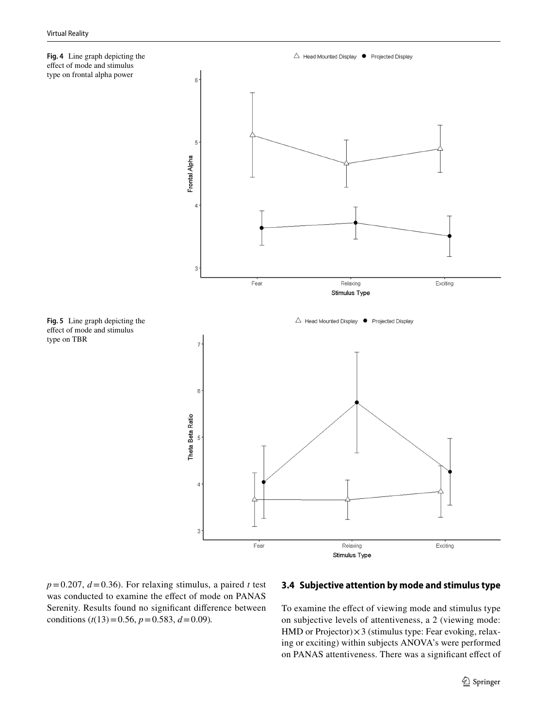**Fig. 4** Line graph depicting the effect of mode and stimulus type on frontal alpha power

**Fig. 5** Line graph depicting the effect of mode and stimulus type on TBR

$p = 0.207$, $d = 0.36$). For relaxing stimulus, a paired $t$ test was conducted to examine the effect of mode on PANAS Serenity. Results found no significant difference between conditions ($t(13) = 0.56$, $p = 0.583$, $d = 0.09$).

### 3.4 Subjective attention by mode and stimulus type

To examine the effect of viewing mode and stimulus type on subjective levels of attentiveness, a 2 (viewing mode: HMD or Projector) × 3 (stimulus type: Fear evoking, relaxing or exciting) within subjects ANOVA's were performed on PANAS attentiveness. There was a significant effect of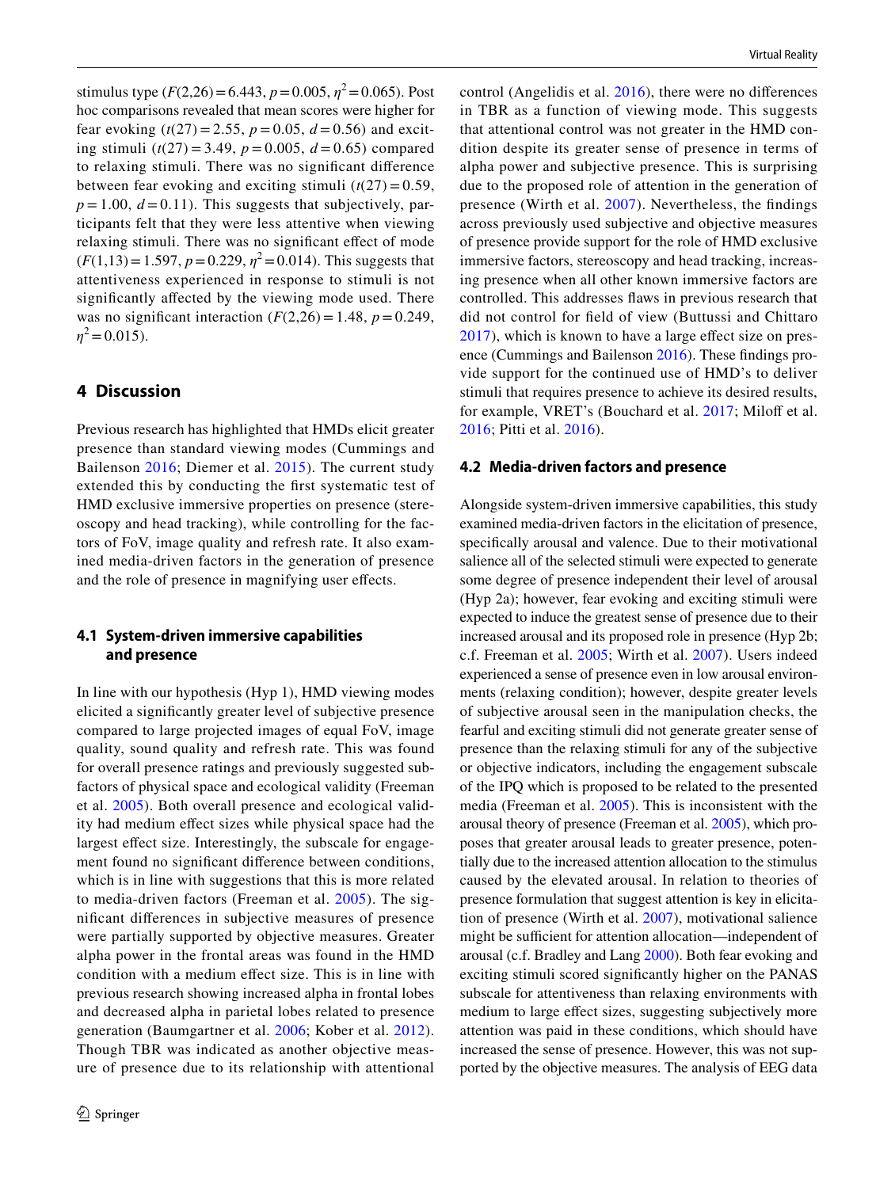stimulus type ($F(2,26) = 6.443$, $p = 0.005$, $\eta^2 = 0.065$). Post hoc comparisons revealed that mean scores were higher for fear evoking ($t(27) = 2.55$, $p = 0.05$, $d = 0.56$) and exciting stimuli ($t(27) = 3.49$, $p = 0.005$, $d = 0.65$) compared to relaxing stimuli. There was no significant difference between fear evoking and exciting stimuli ($t(27) = 0.59$, $p = 1.00$, $d = 0.11$). This suggests that subjectively, participants felt that they were less attentive when viewing relaxing stimuli. There was no significant effect of mode ($F(1,13) = 1.597$, $p = 0.229$, $\eta^2 = 0.014$). This suggests that attentiveness experienced in response to stimuli is not significantly affected by the viewing mode used. There was no significant interaction ($F(2,26) = 1.48$, $p = 0.249$, $\eta^2 = 0.015$).

## 4 Discussion

Previous research has highlighted that HMDs elicit greater presence than standard viewing modes (Cummings and Bailenson 2016; Diemer et al. 2015). The current study extended this by conducting the first systematic test of HMD exclusive immersive properties on presence (stereoscopy and head tracking), while controlling for the factors of FoV, image quality and refresh rate. It also examined media-driven factors in the generation of presence and the role of presence in magnifying user effects.

### 4.1 System-driven immersive capabilities and presence

In line with our hypothesis (Hyp 1), HMD viewing modes elicited a significantly greater level of subjective presence compared to large projected images of equal FoV, image quality, sound quality and refresh rate. This was found for overall presence ratings and previously suggested subfactors of physical space and ecological validity (Freeman et al. 2005). Both overall presence and ecological validity had medium effect sizes while physical space had the largest effect size. Interestingly, the subscale for engagement found no significant difference between conditions, which is in line with suggestions that this is more related to media-driven factors (Freeman et al. 2005). The significant differences in subjective measures of presence were partially supported by objective measures. Greater alpha power in the frontal areas was found in the HMD condition with a medium effect size. This is in line with previous research showing increased alpha in frontal lobes and decreased alpha in parietal lobes related to presence generation (Baumgartner et al. 2006; Kober et al. 2012). Though TBR was indicated as another objective measure of presence due to its relationship with attentional control (Angelidis et al. 2016), there were no differences in TBR as a function of viewing mode. This suggests that attentional control was not greater in the HMD condition despite its greater sense of presence in terms of alpha power and subjective presence. This is surprising due to the proposed role of attention in the generation of presence (Wirth et al. 2007). Nevertheless, the findings across previously used subjective and objective measures of presence provide support for the role of HMD exclusive immersive factors, stereoscopy and head tracking, increasing presence when all other known immersive factors are controlled. This addresses flaws in previous research that did not control for field of view (Buttussi and Chittaro 2017), which is known to have a large effect size on presence (Cummings and Bailenson 2016). These findings provide support for the continued use of HMD's to deliver stimuli that requires presence to achieve its desired results, for example, VRET's (Bouchard et al. 2017; Miloff et al. 2016; Pitti et al. 2016).

### 4.2 Media-driven factors and presence

Alongside system-driven immersive capabilities, this study examined media-driven factors in the elicitation of presence, specifically arousal and valence. Due to their motivational salience all of the selected stimuli were expected to generate some degree of presence independent their level of arousal (Hyp 2a); however, fear evoking and exciting stimuli were expected to induce the greatest sense of presence due to their increased arousal and its proposed role in presence (Hyp 2b; c.f. Freeman et al. 2005; Wirth et al. 2007). Users indeed experienced a sense of presence even in low arousal environments (relaxing condition); however, despite greater levels of subjective arousal seen in the manipulation checks, the fearful and exciting stimuli did not generate greater sense of presence than the relaxing stimuli for any of the subjective or objective indicators, including the engagement subscale of the IPQ which is proposed to be related to the presented media (Freeman et al. 2005). This is inconsistent with the arousal theory of presence (Freeman et al. 2005), which proposes that greater arousal leads to greater presence, potentially due to the increased attention allocation to the stimulus caused by the elevated arousal. In relation to theories of presence formulation that suggest attention is key in elicitation of presence (Wirth et al. 2007), motivational salience might be sufficient for attention allocation—independent of arousal (c.f. Bradley and Lang 2000). Both fear evoking and exciting stimuli scored significantly higher on the PANAS subscale for attentiveness than relaxing environments with medium to large effect sizes, suggesting subjectively more attention was paid in these conditions, which should have increased the sense of presence. However, this was not supported by the objective measures. The analysis of EEG data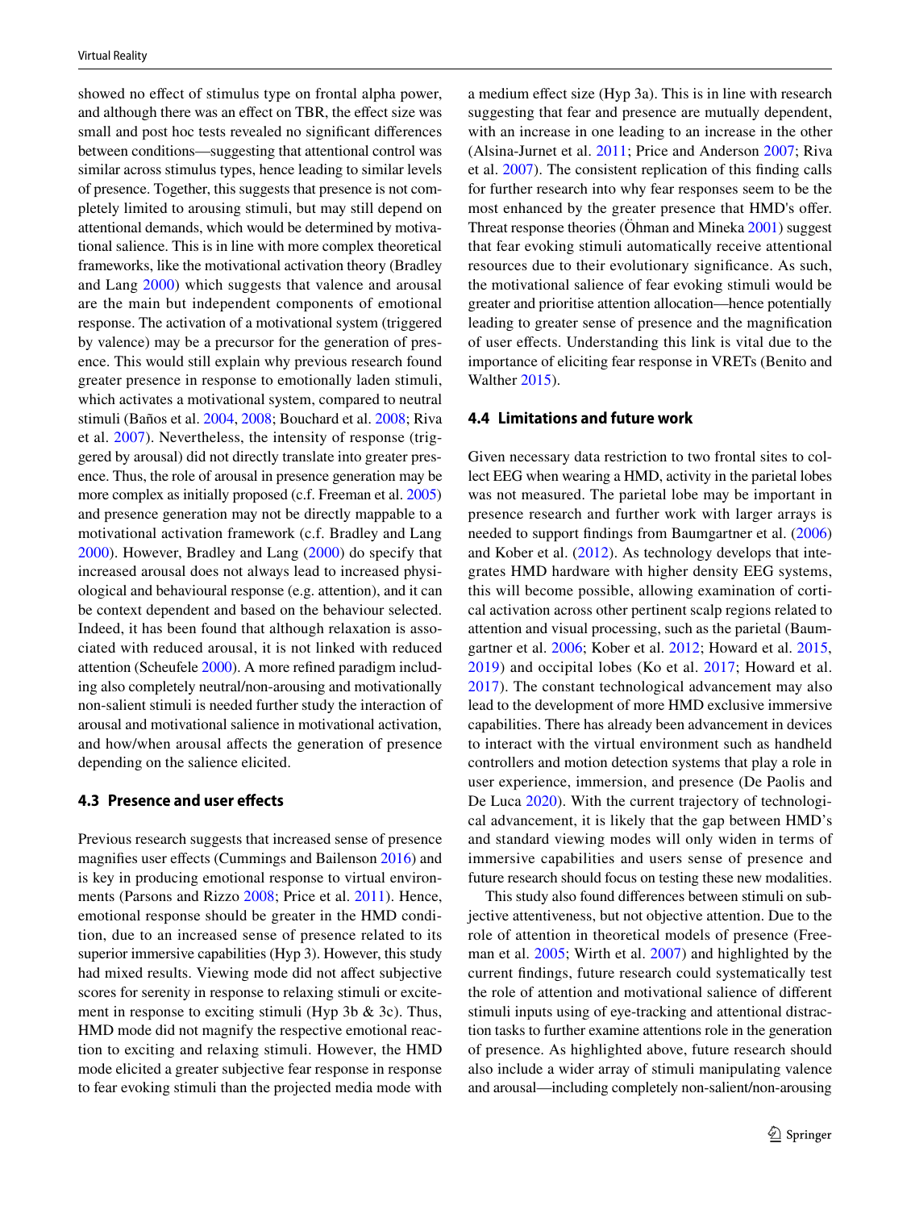showed no effect of stimulus type on frontal alpha power, and although there was an effect on TBR, the effect size was small and post hoc tests revealed no significant differences between conditions—suggesting that attentional control was similar across stimulus types, hence leading to similar levels of presence. Together, this suggests that presence is not completely limited to arousing stimuli, but may still depend on attentional demands, which would be determined by motivational salience. This is in line with more complex theoretical frameworks, like the motivational activation theory (Bradley and Lang 2000) which suggests that valence and arousal are the main but independent components of emotional response. The activation of a motivational system (triggered by valence) may be a precursor for the generation of presence. This would still explain why previous research found greater presence in response to emotionally laden stimuli, which activates a motivational system, compared to neutral stimuli (Baños et al. 2004, 2008; Bouchard et al. 2008; Riva et al. 2007). Nevertheless, the intensity of response (triggered by arousal) did not directly translate into greater presence. Thus, the role of arousal in presence generation may be more complex as initially proposed (c.f. Freeman et al. 2005) and presence generation may not be directly mappable to a motivational activation framework (c.f. Bradley and Lang 2000). However, Bradley and Lang (2000) do specify that increased arousal does not always lead to increased physiological and behavioural response (e.g. attention), and it can be context dependent and based on the behaviour selected. Indeed, it has been found that although relaxation is associated with reduced arousal, it is not linked with reduced attention (Scheufele 2000). A more refined paradigm including also completely neutral/non-arousing and motivationally non-salient stimuli is needed further study the interaction of arousal and motivational salience in motivational activation, and how/when arousal affects the generation of presence depending on the salience elicited.

### 4.3 Presence and user effects

Previous research suggests that increased sense of presence magnifies user effects (Cummings and Bailenson 2016) and is key in producing emotional response to virtual environments (Parsons and Rizzo 2008; Price et al. 2011). Hence, emotional response should be greater in the HMD condition, due to an increased sense of presence related to its superior immersive capabilities (Hyp 3). However, this study had mixed results. Viewing mode did not affect subjective scores for serenity in response to relaxing stimuli or excitement in response to exciting stimuli (Hyp 3b & 3c). Thus, HMD mode did not magnify the respective emotional reaction to exciting and relaxing stimuli. However, the HMD mode elicited a greater subjective fear response in response to fear evoking stimuli than the projected media mode with a medium effect size (Hyp 3a). This is in line with research suggesting that fear and presence are mutually dependent, with an increase in one leading to an increase in the other (Alsina-Jurnet et al. 2011; Price and Anderson 2007; Riva et al. 2007). The consistent replication of this finding calls for further research into why fear responses seem to be the most enhanced by the greater presence that HMD's offer. Threat response theories (Öhman and Mineka 2001) suggest that fear evoking stimuli automatically receive attentional resources due to their evolutionary significance. As such, the motivational salience of fear evoking stimuli would be greater and prioritise attention allocation—hence potentially leading to greater sense of presence and the magnification of user effects. Understanding this link is vital due to the importance of eliciting fear response in VRETs (Benito and Walther 2015).

### 4.4 Limitations and future work

Given necessary data restriction to two frontal sites to collect EEG when wearing a HMD, activity in the parietal lobes was not measured. The parietal lobe may be important in presence research and further work with larger arrays is needed to support findings from Baumgartner et al. (2006) and Kober et al. (2012). As technology develops that integrates HMD hardware with higher density EEG systems, this will become possible, allowing examination of cortical activation across other pertinent scalp regions related to attention and visual processing, such as the parietal (Baumgartner et al. 2006; Kober et al. 2012; Howard et al. 2015, 2019) and occipital lobes (Ko et al. 2017; Howard et al. 2017). The constant technological advancement may also lead to the development of more HMD exclusive immersive capabilities. There has already been advancement in devices to interact with the virtual environment such as handheld controllers and motion detection systems that play a role in user experience, immersion, and presence (De Paolis and De Luca 2020). With the current trajectory of technological advancement, it is likely that the gap between HMD's and standard viewing modes will only widen in terms of immersive capabilities and users sense of presence and future research should focus on testing these new modalities.

This study also found differences between stimuli on subjective attentiveness, but not objective attention. Due to the role of attention in theoretical models of presence (Freeman et al. 2005; Wirth et al. 2007) and highlighted by the current findings, future research could systematically test the role of attention and motivational salience of different stimuli inputs using of eye-tracking and attentional distraction tasks to further examine attentions role in the generation of presence. As highlighted above, future research should also include a wider array of stimuli manipulating valence and arousal—including completely non-salient/non-arousing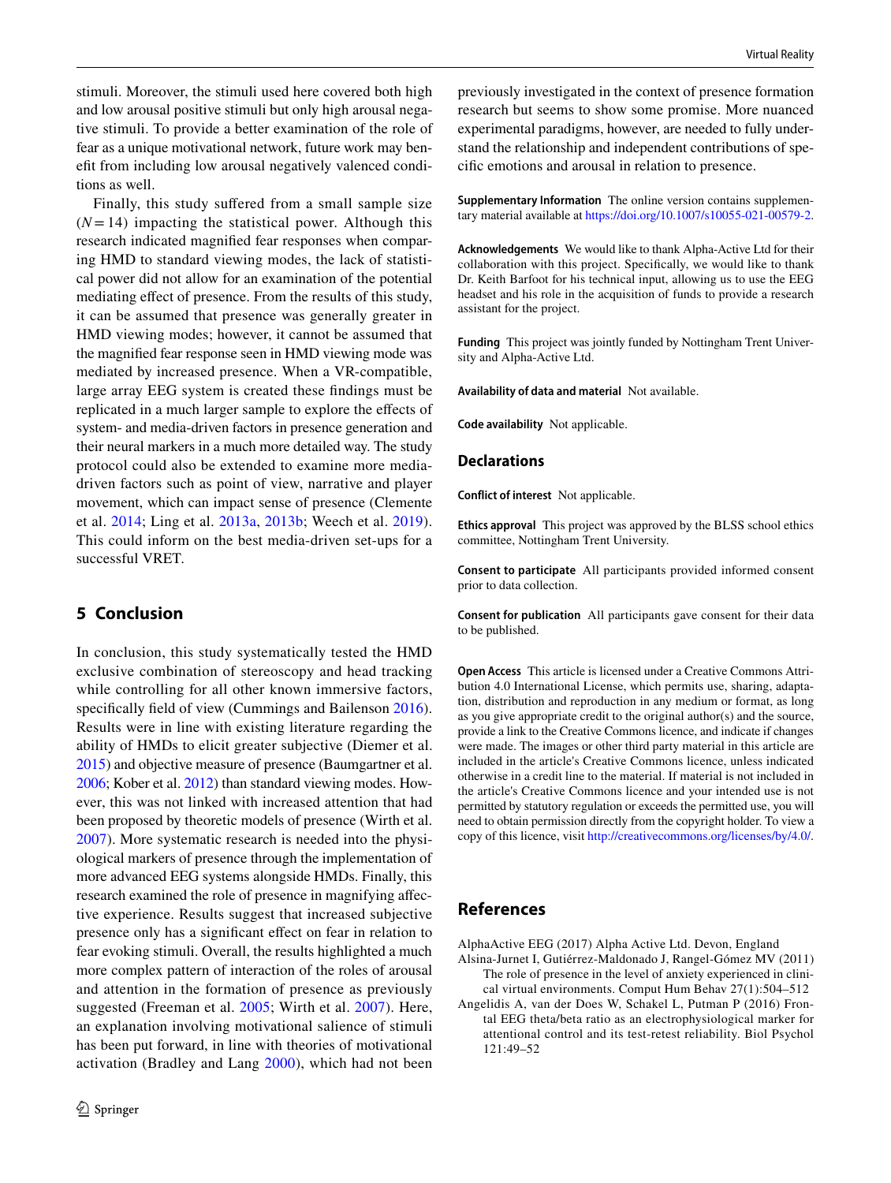stimuli. Moreover, the stimuli used here covered both high and low arousal positive stimuli but only high arousal negative stimuli. To provide a better examination of the role of fear as a unique motivational network, future work may benefit from including low arousal negatively valenced conditions as well.

Finally, this study suffered from a small sample size ($N = 14$) impacting the statistical power. Although this research indicated magnified fear responses when comparing HMD to standard viewing modes, the lack of statistical power did not allow for an examination of the potential mediating effect of presence. From the results of this study, it can be assumed that presence was generally greater in HMD viewing modes; however, it cannot be assumed that the magnified fear response seen in HMD viewing mode was mediated by increased presence. When a VR-compatible, large array EEG system is created these findings must be replicated in a much larger sample to explore the effects of system- and media-driven factors in presence generation and their neural markers in a much more detailed way. The study protocol could also be extended to examine more media-driven factors such as point of view, narrative and player movement, which can impact sense of presence (Clemente et al. 2014; Ling et al. 2013a, 2013b; Weech et al. 2019). This could inform on the best media-driven set-ups for a successful VRET.

## 5 Conclusion

In conclusion, this study systematically tested the HMD exclusive combination of stereoscopy and head tracking while controlling for all other known immersive factors, specifically field of view (Cummings and Bailenson 2016). Results were in line with existing literature regarding the ability of HMDs to elicit greater subjective (Diemer et al. 2015) and objective measure of presence (Baumgartner et al. 2006; Kober et al. 2012) than standard viewing modes. However, this was not linked with increased attention that had been proposed by theoretic models of presence (Wirth et al. 2007). More systematic research is needed into the physiological markers of presence through the implementation of more advanced EEG systems alongside HMDs. Finally, this research examined the role of presence in magnifying affective experience. Results suggest that increased subjective presence only has a significant effect on fear in relation to fear evoking stimuli. Overall, the results highlighted a much more complex pattern of interaction of the roles of arousal and attention in the formation of presence as previously suggested (Freeman et al. 2005; Wirth et al. 2007). Here, an explanation involving motivational salience of stimuli has been put forward, in line with theories of motivational activation (Bradley and Lang 2000), which had not been previously investigated in the context of presence formation research but seems to show some promise. More nuanced experimental paradigms, however, are needed to fully understand the relationship and independent contributions of specific emotions and arousal in relation to presence.

**Supplementary Information** The online version contains supplementary material available at https://doi.org/10.1007/s10055-021-00579-2.

**Acknowledgements** We would like to thank Alpha-Active Ltd for their collaboration with this project. Specifically, we would like to thank Dr. Keith Barfoot for his technical input, allowing us to use the EEG headset and his role in the acquisition of funds to provide a research assistant for the project.

**Funding** This project was jointly funded by Nottingham Trent University and Alpha-Active Ltd.

**Availability of data and material** Not available.

**Code availability** Not applicable.

## Declarations

**Conflict of interest** Not applicable.

**Ethics approval** This project was approved by the BLSS school ethics committee, Nottingham Trent University.

**Consent to participate** All participants provided informed consent prior to data collection.

**Consent for publication** All participants gave consent for their data to be published.

**Open Access** This article is licensed under a Creative Commons Attribution 4.0 International License, which permits use, sharing, adaptation, distribution and reproduction in any medium or format, as long as you give appropriate credit to the original author(s) and the source, provide a link to the Creative Commons licence, and indicate if changes were made. The images or other third party material in this article are included in the article's Creative Commons licence, unless indicated otherwise in a credit line to the material. If material is not included in the article's Creative Commons licence and your intended use is not permitted by statutory regulation or exceeds the permitted use, you will need to obtain permission directly from the copyright holder. To view a copy of this licence, visit http://creativecommons.org/licenses/by/4.0/.

## References

AlphaActive EEG (2017) Alpha Active Ltd. Devon, England

Alsina-Jurnet I, Gutiérrez-Maldonado J, Rangel-Gómez MV (2011) The role of presence in the level of anxiety experienced in clinical virtual environments. Comput Hum Behav 27(1):504–512

Angelidis A, van der Does W, Schakel L, Putman P (2016) Frontal EEG theta/beta ratio as an electrophysiological marker for attentional control and its test-retest reliability. Biol Psychol 121:49–52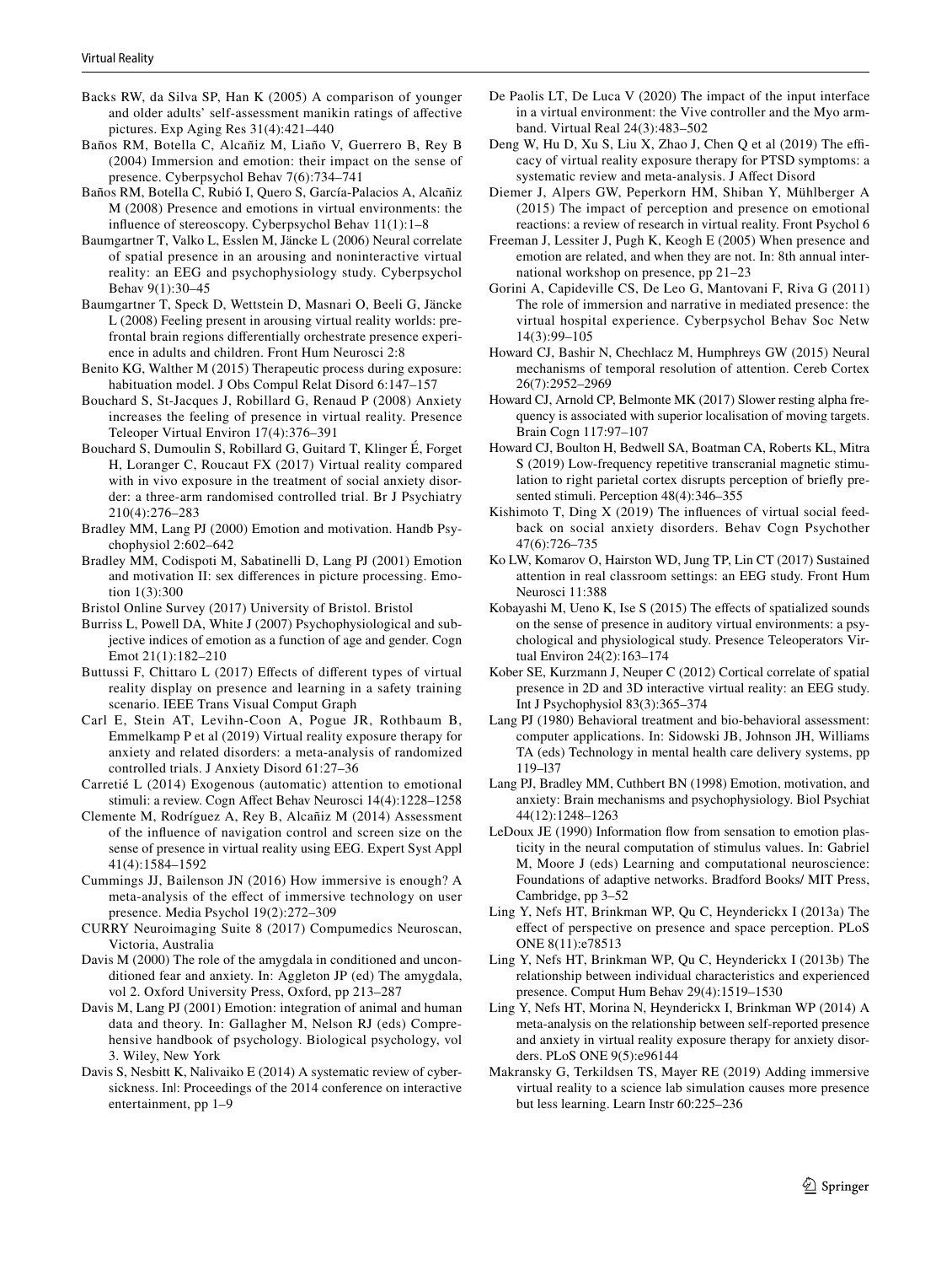Backs RW, da Silva SP, Han K (2005) A comparison of younger and older adults' self-assessment manikin ratings of affective pictures. Exp Aging Res 31(4):421–440

Baños RM, Botella C, Alcañiz M, Liaño V, Guerrero B, Rey B (2004) Immersion and emotion: their impact on the sense of presence. Cyberpsychol Behav 7(6):734–741

Baños RM, Botella C, Rubió I, Quero S, García-Palacios A, Alcañiz M (2008) Presence and emotions in virtual environments: the influence of stereoscopy. Cyberpsychol Behav 11(1):1–8

Baumgartner T, Valko L, Esslen M, Jäncke L (2006) Neural correlate of spatial presence in an arousing and noninteractive virtual reality: an EEG and psychophysiology study. Cyberpsychol Behav 9(1):30–45

Baumgartner T, Speck D, Wettstein D, Masnari O, Beeli G, Jäncke L (2008) Feeling present in arousing virtual reality worlds: prefrontal brain regions differentially orchestrate presence experience in adults and children. Front Hum Neurosci 2:8

Benito KG, Walther M (2015) Therapeutic process during exposure: habituation model. J Obs Compul Relat Disord 6:147–157

Bouchard S, St-Jacques J, Robillard G, Renaud P (2008) Anxiety increases the feeling of presence in virtual reality. Presence Teleoper Virtual Environ 17(4):376–391

Bouchard S, Dumoulin S, Robillard G, Guitard T, Klinger É, Forget H, Loranger C, Roucaut FX (2017) Virtual reality compared with in vivo exposure in the treatment of social anxiety disorder: a three-arm randomised controlled trial. Br J Psychiatry 210(4):276–283

Bradley MM, Lang PJ (2000) Emotion and motivation. Handb Psychophysiol 2:602–642

Bradley MM, Codispoti M, Sabatinelli D, Lang PJ (2001) Emotion and motivation II: sex differences in picture processing. Emotion 1(3):300

Bristol Online Survey (2017) University of Bristol. Bristol

Burriss L, Powell DA, White J (2007) Psychophysiological and subjective indices of emotion as a function of age and gender. Cogn Emot 21(1):182–210

Buttussi F, Chittaro L (2017) Effects of different types of virtual reality display on presence and learning in a safety training scenario. IEEE Trans Visual Comput Graph

Carl E, Stein AT, Levihn-Coon A, Pogue JR, Rothbaum B, Emmelkamp P et al (2019) Virtual reality exposure therapy for anxiety and related disorders: a meta-analysis of randomized controlled trials. J Anxiety Disord 61:27–36

Carretié L (2014) Exogenous (automatic) attention to emotional stimuli: a review. Cogn Affect Behav Neurosci 14(4):1228–1258

Clemente M, Rodríguez A, Rey B, Alcañiz M (2014) Assessment of the influence of navigation control and screen size on the sense of presence in virtual reality using EEG. Expert Syst Appl 41(4):1584–1592

Cummings JJ, Bailenson JN (2016) How immersive is enough? A meta-analysis of the effect of immersive technology on user presence. Media Psychol 19(2):272–309

CURRY Neuroimaging Suite 8 (2017) Compumedics Neuroscan, Victoria, Australia

Davis M (2000) The role of the amygdala in conditioned and unconditioned fear and anxiety. In: Aggleton JP (ed) The amygdala, vol 2. Oxford University Press, Oxford, pp 213–287

Davis M, Lang PJ (2001) Emotion: integration of animal and human data and theory. In: Gallagher M, Nelson RJ (eds) Comprehensive handbook of psychology. Biological psychology, vol 3. Wiley, New York

Davis S, Nesbitt K, Nalivaiko E (2014) A systematic review of cybersickness. In|: Proceedings of the 2014 conference on interactive entertainment, pp 1–9

De Paolis LT, De Luca V (2020) The impact of the input interface in a virtual environment: the Vive controller and the Myo armband. Virtual Real 24(3):483–502

Deng W, Hu D, Xu S, Liu X, Zhao J, Chen Q et al (2019) The efficacy of virtual reality exposure therapy for PTSD symptoms: a systematic review and meta-analysis. J Affect Disord

Diemer J, Alpers GW, Peperkorn HM, Shiban Y, Mühlberger A (2015) The impact of perception and presence on emotional reactions: a review of research in virtual reality. Front Psychol 6

Freeman J, Lessiter J, Pugh K, Keogh E (2005) When presence and emotion are related, and when they are not. In: 8th annual international workshop on presence, pp 21–23

Gorini A, Capideville CS, De Leo G, Mantovani F, Riva G (2011) The role of immersion and narrative in mediated presence: the virtual hospital experience. Cyberpsychol Behav Soc Netw 14(3):99–105

Howard CJ, Bashir N, Chechlacz M, Humphreys GW (2015) Neural mechanisms of temporal resolution of attention. Cereb Cortex 26(7):2952–2969

Howard CJ, Arnold CP, Belmonte MK (2017) Slower resting alpha frequency is associated with superior localisation of moving targets. Brain Cogn 117:97–107

Howard CJ, Boulton H, Bedwell SA, Boatman CA, Roberts KL, Mitra S (2019) Low-frequency repetitive transcranial magnetic stimulation to right parietal cortex disrupts perception of briefly presented stimuli. Perception 48(4):346–355

Kishimoto T, Ding X (2019) The influences of virtual social feedback on social anxiety disorders. Behav Cogn Psychother 47(6):726–735

Ko LW, Komarov O, Hairston WD, Jung TP, Lin CT (2017) Sustained attention in real classroom settings: an EEG study. Front Hum Neurosci 11:388

Kobayashi M, Ueno K, Ise S (2015) The effects of spatialized sounds on the sense of presence in auditory virtual environments: a psychological and physiological study. Presence Teleoperators Virtual Environ 24(2):163–174

Kober SE, Kurzmann J, Neuper C (2012) Cortical correlate of spatial presence in 2D and 3D interactive virtual reality: an EEG study. Int J Psychophysiol 83(3):365–374

Lang PJ (1980) Behavioral treatment and bio-behavioral assessment: computer applications. In: Sidowski JB, Johnson JH, Williams TA (eds) Technology in mental health care delivery systems, pp 119–l37

Lang PJ, Bradley MM, Cuthbert BN (1998) Emotion, motivation, and anxiety: Brain mechanisms and psychophysiology. Biol Psychiat 44(12):1248–1263

LeDoux JE (1990) Information flow from sensation to emotion plasticity in the neural computation of stimulus values. In: Gabriel M, Moore J (eds) Learning and computational neuroscience: Foundations of adaptive networks. Bradford Books/ MIT Press, Cambridge, pp 3–52

Ling Y, Nefs HT, Brinkman WP, Qu C, Heynderickx I (2013a) The effect of perspective on presence and space perception. PLoS ONE 8(11):e78513

Ling Y, Nefs HT, Brinkman WP, Qu C, Heynderickx I (2013b) The relationship between individual characteristics and experienced presence. Comput Hum Behav 29(4):1519–1530

Ling Y, Nefs HT, Morina N, Heynderickx I, Brinkman WP (2014) A meta-analysis on the relationship between self-reported presence and anxiety in virtual reality exposure therapy for anxiety disorders. PLoS ONE 9(5):e96144

Makransky G, Terkildsen TS, Mayer RE (2019) Adding immersive virtual reality to a science lab simulation causes more presence but less learning. Learn Instr 60:225–236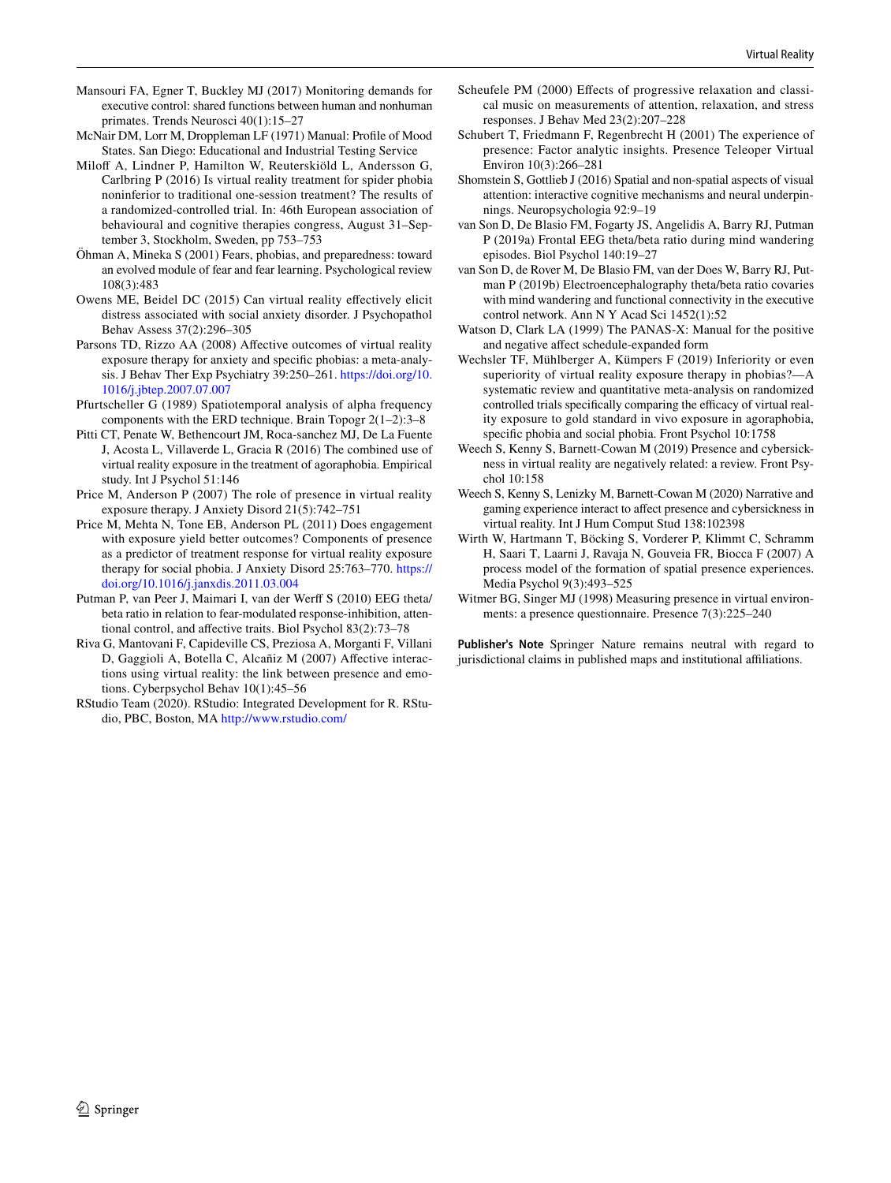Mansouri FA, Egner T, Buckley MJ (2017) Monitoring demands for executive control: shared functions between human and nonhuman primates. Trends Neurosci 40(1):15–27

McNair DM, Lorr M, Droppleman LF (1971) Manual: Profile of Mood States. San Diego: Educational and Industrial Testing Service

Miloff A, Lindner P, Hamilton W, Reuterskiöld L, Andersson G, Carlbring P (2016) Is virtual reality treatment for spider phobia noninferior to traditional one-session treatment? The results of a randomized-controlled trial. In: 46th European association of behavioural and cognitive therapies congress, August 31–September 3, Stockholm, Sweden, pp 753–753

Öhman A, Mineka S (2001) Fears, phobias, and preparedness: toward an evolved module of fear and fear learning. Psychological review 108(3):483

Owens ME, Beidel DC (2015) Can virtual reality effectively elicit distress associated with social anxiety disorder. J Psychopathol Behav Assess 37(2):296–305

Parsons TD, Rizzo AA (2008) Affective outcomes of virtual reality exposure therapy for anxiety and specific phobias: a meta-analysis. J Behav Ther Exp Psychiatry 39:250–261. https://doi.org/10.1016/j.jbtep.2007.07.007

Pfurtscheller G (1989) Spatiotemporal analysis of alpha frequency components with the ERD technique. Brain Topogr 2(1–2):3–8

Pitti CT, Penate W, Bethencourt JM, Roca-sanchez MJ, De La Fuente J, Acosta L, Villaverde L, Gracia R (2016) The combined use of virtual reality exposure in the treatment of agoraphobia. Empirical study. Int J Psychol 51:146

Price M, Anderson P (2007) The role of presence in virtual reality exposure therapy. J Anxiety Disord 21(5):742–751

Price M, Mehta N, Tone EB, Anderson PL (2011) Does engagement with exposure yield better outcomes? Components of presence as a predictor of treatment response for virtual reality exposure therapy for social phobia. J Anxiety Disord 25:763–770. https://doi.org/10.1016/j.janxdis.2011.03.004

Putman P, van Peer J, Maimari I, van der Werff S (2010) EEG theta/beta ratio in relation to fear-modulated response-inhibition, attentional control, and affective traits. Biol Psychol 83(2):73–78

Riva G, Mantovani F, Capideville CS, Preziosa A, Morganti F, Villani D, Gaggioli A, Botella C, Alcañiz M (2007) Affective interactions using virtual reality: the link between presence and emotions. Cyberpsychol Behav 10(1):45–56

RStudio Team (2020). RStudio: Integrated Development for R. RStudio, PBC, Boston, MA http://www.rstudio.com/

Scheufele PM (2000) Effects of progressive relaxation and classical music on measurements of attention, relaxation, and stress responses. J Behav Med 23(2):207–228

Schubert T, Friedmann F, Regenbrecht H (2001) The experience of presence: Factor analytic insights. Presence Teleoper Virtual Environ 10(3):266–281

Shomstein S, Gottlieb J (2016) Spatial and non-spatial aspects of visual attention: interactive cognitive mechanisms and neural underpinnings. Neuropsychologia 92:9–19

van Son D, De Blasio FM, Fogarty JS, Angelidis A, Barry RJ, Putman P (2019a) Frontal EEG theta/beta ratio during mind wandering episodes. Biol Psychol 140:19–27

van Son D, de Rover M, De Blasio FM, van der Does W, Barry RJ, Putman P (2019b) Electroencephalography theta/beta ratio covaries with mind wandering and functional connectivity in the executive control network. Ann N Y Acad Sci 1452(1):52

Watson D, Clark LA (1999) The PANAS-X: Manual for the positive and negative affect schedule-expanded form

Wechsler TF, Mühlberger A, Kümpers F (2019) Inferiority or even superiority of virtual reality exposure therapy in phobias?—A systematic review and quantitative meta-analysis on randomized controlled trials specifically comparing the efficacy of virtual reality exposure to gold standard in vivo exposure in agoraphobia, specific phobia and social phobia. Front Psychol 10:1758

Weech S, Kenny S, Barnett-Cowan M (2019) Presence and cybersickness in virtual reality are negatively related: a review. Front Psychol 10:158

Weech S, Kenny S, Lenizky M, Barnett-Cowan M (2020) Narrative and gaming experience interact to affect presence and cybersickness in virtual reality. Int J Hum Comput Stud 138:102398

Wirth W, Hartmann T, Böcking S, Vorderer P, Klimmt C, Schramm H, Saari T, Laarni J, Ravaja N, Gouveia FR, Biocca F (2007) A process model of the formation of spatial presence experiences. Media Psychol 9(3):493–525

Witmer BG, Singer MJ (1998) Measuring presence in virtual environments: a presence questionnaire. Presence 7(3):225–240

**Publisher's Note** Springer Nature remains neutral with regard to jurisdictional claims in published maps and institutional affiliations.